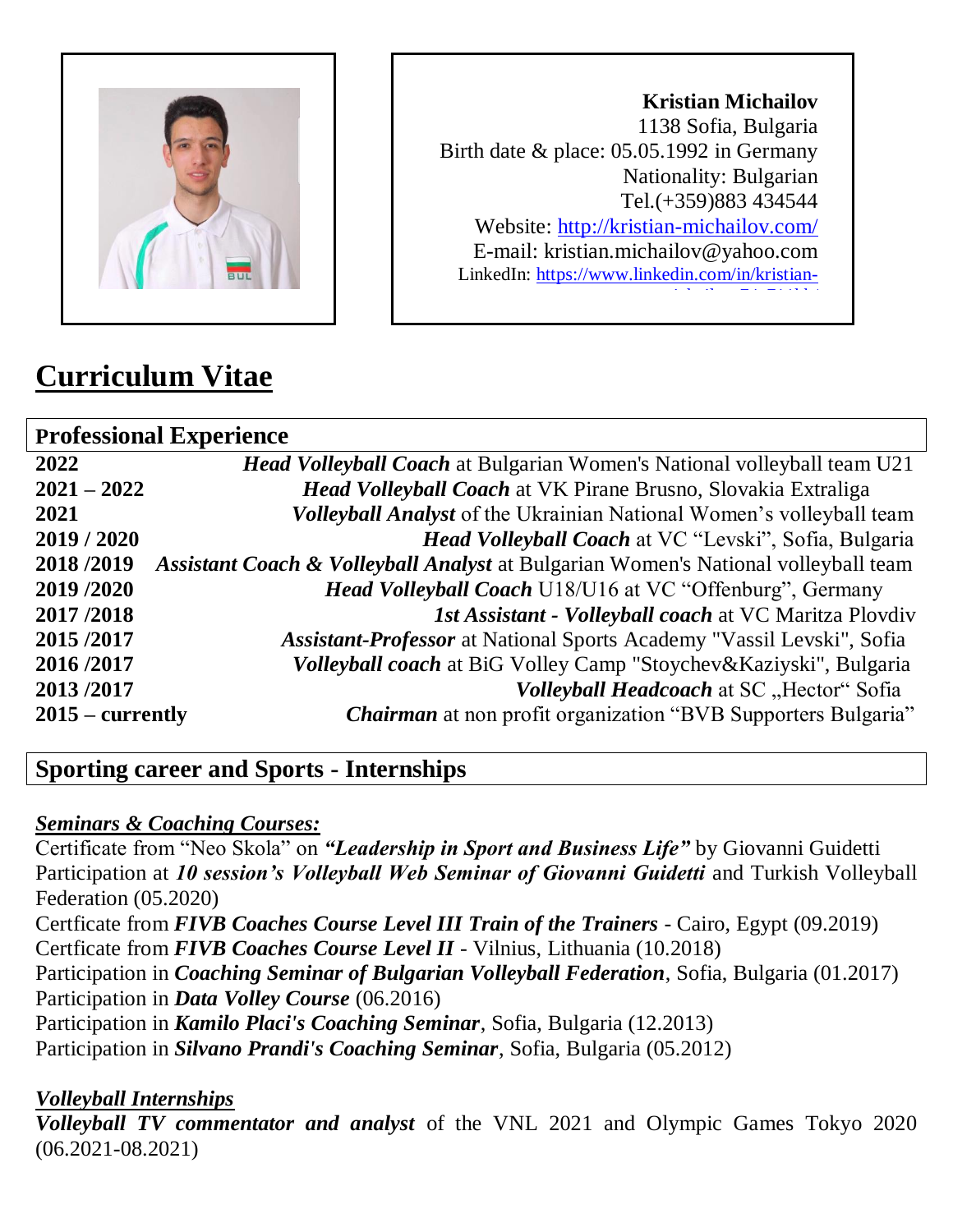**Kristian Michailov**
1138 Sofia, Bulgaria
Birth date & place: 05.05.1992 in Germany
Nationality: Bulgarian
Tel.(+359)883 434544
Website: [http://kristian-michailov.com/](http://kristian-michailov.com/)
E-mail: kristian.michailov@yahoo.com
LinkedIn: https://www.linkedin.com/in/kristian-

# Curriculum Vitae

## Professional Experience

| | |
|---|---|
| **2022** | ***Head Volleyball Coach*** at Bulgarian Women's National volleyball team U21 |
| **2021 – 2022** | ***Head Volleyball Coach*** at VK Pirane Brusno, Slovakia Extraliga |
| **2021** | ***Volleyball Analyst*** of the Ukrainian National Women's volleyball team |
| **2019 / 2020** | ***Head Volleyball Coach*** at VC "Levski", Sofia, Bulgaria |
| **2018 /2019** | ***Assistant Coach & Volleyball Analyst*** at Bulgarian Women's National volleyball team |
| **2019 /2020** | ***Head Volleyball Coach*** U18/U16 at VC "Offenburg", Germany |
| **2017 /2018** | ***1st Assistant - Volleyball coach*** at VC Maritza Plovdiv |
| **2015 /2017** | ***Assistant-Professor*** at National Sports Academy "Vassil Levski", Sofia |
| **2016 /2017** | ***Volleyball coach*** at BiG Volley Camp "Stoychev&Kaziyski", Bulgaria |
| **2013 /2017** | ***Volleyball Headcoach*** at SC „Hector" Sofia |
| **2015 – currently** | ***Chairman*** at non profit organization "BVB Supporters Bulgaria" |

## Sporting career and Sports - Internships

***Seminars & Coaching Courses:***

Certificate from "Neo Skola" on ***"Leadership in Sport and Business Life"*** by Giovanni Guidetti
Participation at ***10 session's Volleyball Web Seminar of Giovanni Guidetti*** and Turkish Volleyball Federation (05.2020)
Certficate from ***FIVB Coaches Course Level III Train of the Trainers*** - Cairo, Egypt (09.2019)
Certficate from ***FIVB Coaches Course Level II*** - Vilnius, Lithuania (10.2018)
Participation in ***Coaching Seminar of Bulgarian Volleyball Federation***, Sofia, Bulgaria (01.2017)
Participation in ***Data Volley Course*** (06.2016)
Participation in ***Kamilo Placi's Coaching Seminar***, Sofia, Bulgaria (12.2013)
Participation in ***Silvano Prandi's Coaching Seminar***, Sofia, Bulgaria (05.2012)

***Volleyball Internships***

***Volleyball TV commentator and analyst*** of the VNL 2021 and Olympic Games Tokyo 2020 (06.2021-08.2021)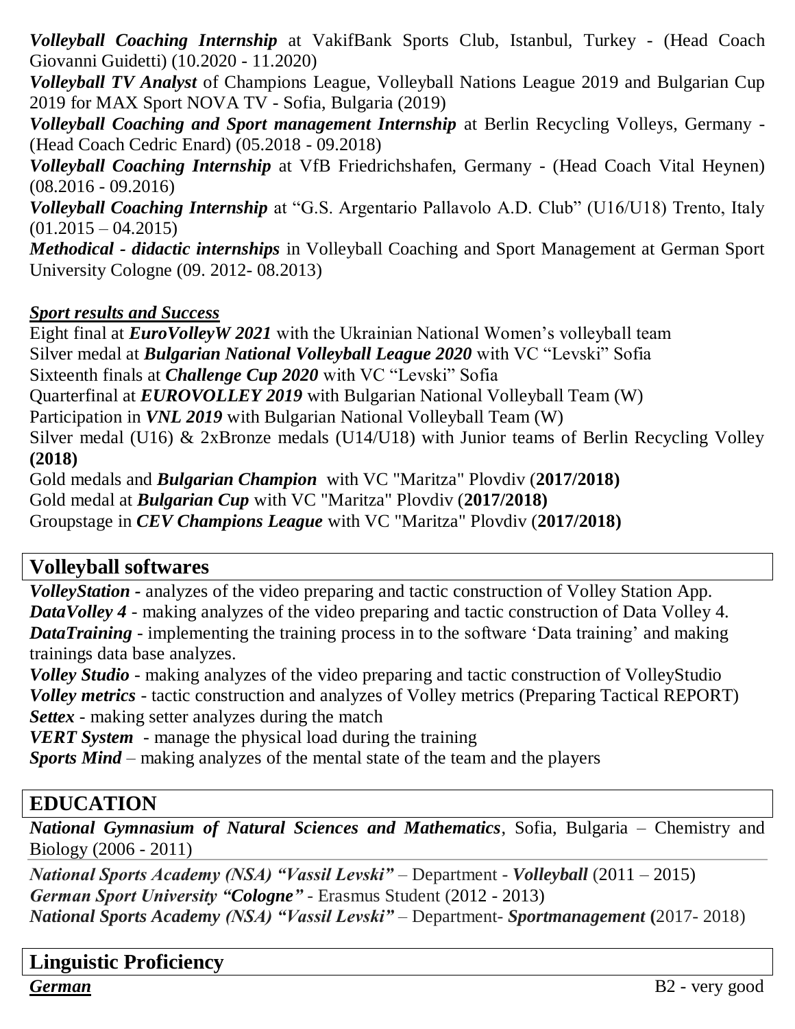***Volleyball Coaching Internship*** at VakifBank Sports Club, Istanbul, Turkey - (Head Coach Giovanni Guidetti) (10.2020 - 11.2020)

***Volleyball TV Analyst*** of Champions League, Volleyball Nations League 2019 and Bulgarian Cup 2019 for MAX Sport NOVA TV - Sofia, Bulgaria (2019)

***Volleyball Coaching and Sport management Internship*** at Berlin Recycling Volleys, Germany - (Head Coach Cedric Enard) (05.2018 - 09.2018)

***Volleyball Coaching Internship*** at VfB Friedrichshafen, Germany - (Head Coach Vital Heynen) (08.2016 - 09.2016)

***Volleyball Coaching Internship*** at "G.S. Argentario Pallavolo A.D. Club" (U16/U18) Trento, Italy (01.2015 – 04.2015)

***Methodical - didactic internships*** in Volleyball Coaching and Sport Management at German Sport University Cologne (09. 2012- 08.2013)

***<u>Sport results and Success</u>***

Eight final at ***EuroVolleyW 2021*** with the Ukrainian National Women's volleyball team

Silver medal at ***Bulgarian National Volleyball League 2020*** with VC "Levski" Sofia

Sixteenth finals at ***Challenge Cup 2020*** with VC "Levski" Sofia

Quarterfinal at ***EUROVOLLEY 2019*** with Bulgarian National Volleyball Team (W)

Participation in ***VNL 2019*** with Bulgarian National Volleyball Team (W)

Silver medal (U16) & 2xBronze medals (U14/U18) with Junior teams of Berlin Recycling Volley **(2018)**

Gold medals and ***Bulgarian Champion*** with VC "Maritza" Plovdiv (**2017/2018)**

Gold medal at ***Bulgarian Cup*** with VC "Maritza" Plovdiv (**2017/2018)**

Groupstage in ***CEV Champions League*** with VC "Maritza" Plovdiv (**2017/2018)**

## Volleyball softwares

***VolleyStation*** - analyzes of the video preparing and tactic construction of Volley Station App.

***DataVolley 4*** - making analyzes of the video preparing and tactic construction of Data Volley 4.

***DataTraining*** - implementing the training process in to the software 'Data training' and making trainings data base analyzes.

***Volley Studio*** - making analyzes of the video preparing and tactic construction of VolleyStudio

***Volley metrics*** - tactic construction and analyzes of Volley metrics (Preparing Tactical REPORT)

***Settex*** - making setter analyzes during the match

***VERT System*** - manage the physical load during the training

***Sports Mind*** – making analyzes of the mental state of the team and the players

## EDUCATION

***National Gymnasium of Natural Sciences and Mathematics***, Sofia, Bulgaria – Chemistry and Biology (2006 - 2011)

***National Sports Academy (NSA) "Vassil Levski"*** – Department - ***Volleyball*** (2011 – 2015)

***German Sport University "Cologne"*** - Erasmus Student (2012 - 2013)

***National Sports Academy (NSA) "Vassil Levski"*** – Department- ***Sportmanagement*** **(**2017- 2018)

## Linguistic Proficiency

***<u>German</u>*** B2 - very good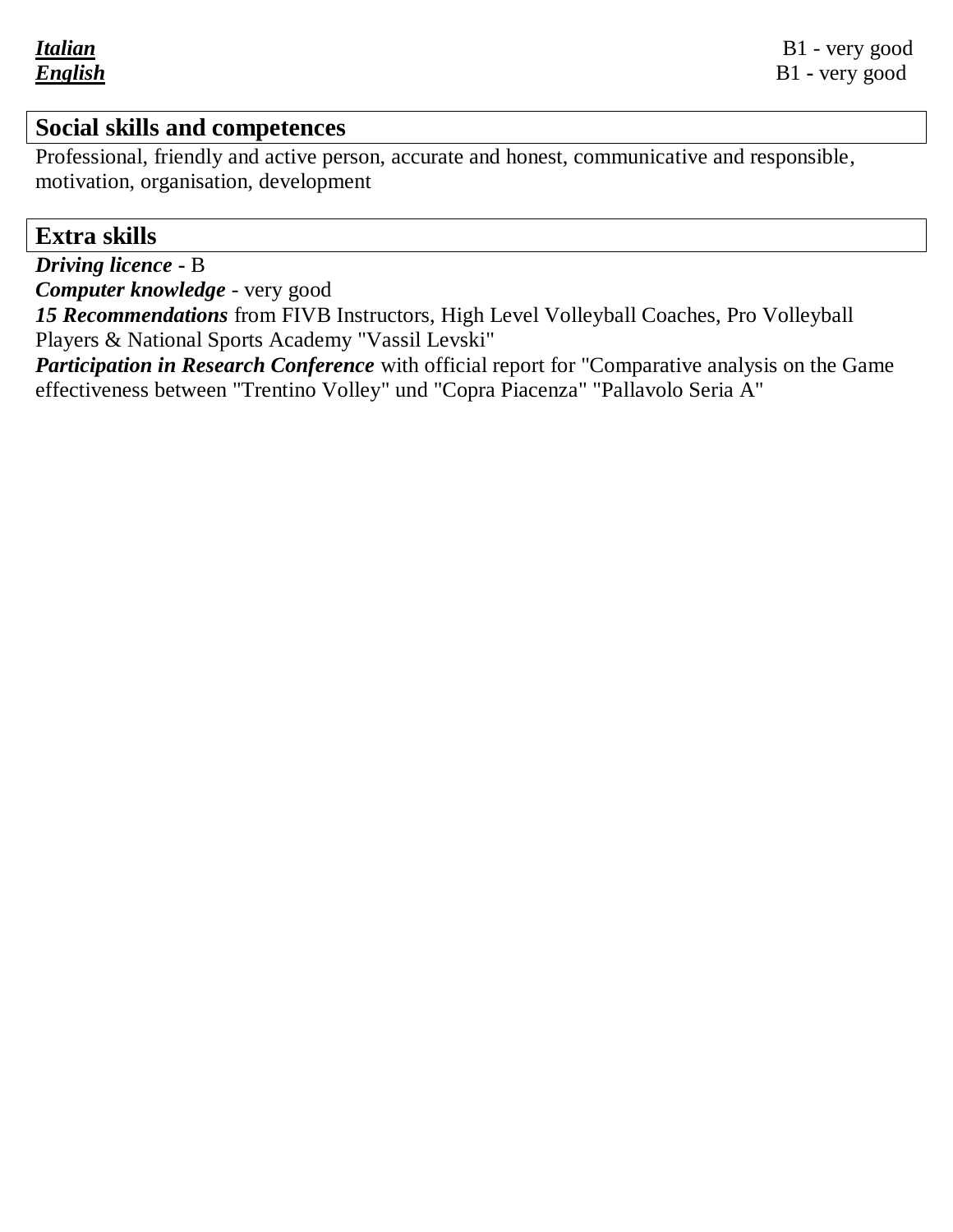***Italian*** B1 - very good
***English*** B1 - very good

## Social skills and competences

Professional, friendly and active person, accurate and honest, communicative and responsible, motivation, organisation, development

## Extra skills

***Driving licence*** - B
***Computer knowledge*** - very good
***15 Recommendations*** from FIVB Instructors, High Level Volleyball Coaches, Pro Volleyball Players & National Sports Academy "Vassil Levski"
***Participation in Research Conference*** with official report for "Comparative analysis on the Game effectiveness between "Trentino Volley" und "Copra Piacenza" "Pallavolo Seria A"